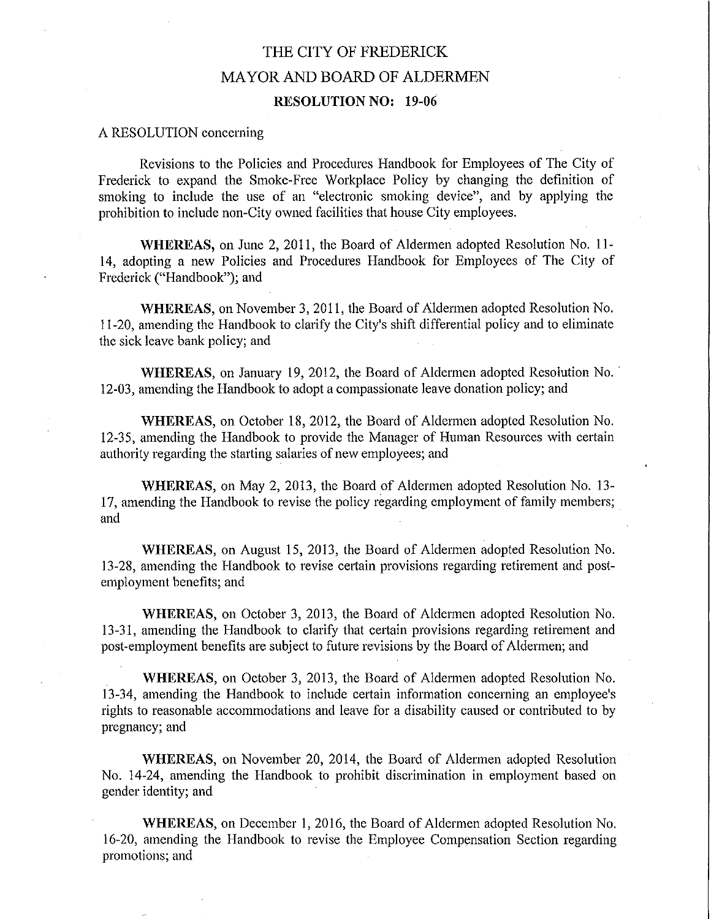# THE CITY OF FREDERICK

## MAYOR AND BOARD OF ALDERMEN

### RESOLUTION NO: 19-06

A RESOLUTION concerning

Revisions to the Policies and Procedures Handbook for Employees of The City of Frederick to expand the Smoke-Free Workplace Policy by changing the definition of smoking to include the use of an "electronic smoking device", and by applying the prohibition to include non-City owned facilities that house City employees.

**WHEREAS,** on June 2, 2011, the Board of Aldermen adopted Resolution No. 11-14, adopting a new Policies and Procedures Handbook for Employees of The City of Frederick ("Handbook"); and

**WHEREAS,** on November 3, 2011, the Board of Aldermen adopted Resolution No. 11-20, amending the Handbook to clarify the City's shift differential policy and to eliminate the sick leave bank policy; and

**WHEREAS,** on January 19, 2012, the Board of Aldermen adopted Resolution No. 12-03, amending the Handbook to adopt a compassionate leave donation policy; and

**WHEREAS,** on October 18, 2012, the Board of Aldermen adopted Resolution No. 12-35, amending the Handbook to provide the Manager of Human Resources with certain authority regarding the starting salaries of new employees; and

**WHEREAS,** on May 2, 2013, the Board of Aldermen adopted Resolution No. 13-17, amending the Handbook to revise the policy regarding employment of family members; and

**WHEREAS,** on August 15, 2013, the Board of Aldermen adopted Resolution No. 13-28, amending the Handbook to revise certain provisions regarding retirement and post-employment benefits; and

**WHEREAS,** on October 3, 2013, the Board of Aldermen adopted Resolution No. 13-31, amending the Handbook to clarify that certain provisions regarding retirement and post-employment benefits are subject to future revisions by the Board of Aldermen; and

**WHEREAS,** on October 3, 2013, the Board of Aldermen adopted Resolution No. 13-34, amending the Handbook to include certain information concerning an employee's rights to reasonable accommodations and leave for a disability caused or contributed to by pregnancy; and

**WHEREAS,** on November 20, 2014, the Board of Aldermen adopted Resolution No. 14-24, amending the Handbook to prohibit discrimination in employment based on gender identity; and

**WHEREAS,** on December 1, 2016, the Board of Aldermen adopted Resolution No. 16-20, amending the Handbook to revise the Employee Compensation Section regarding promotions; and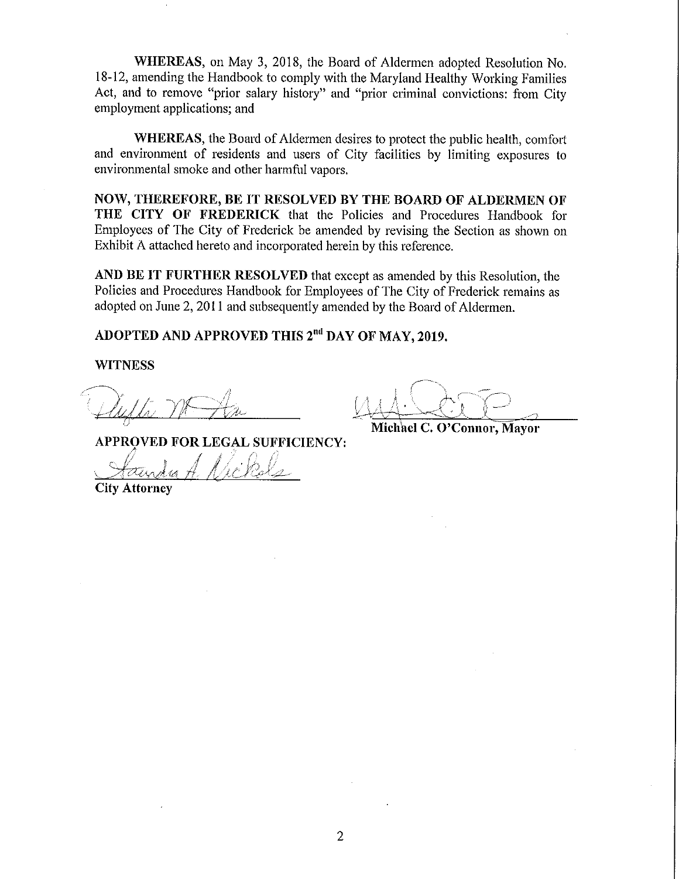**WHEREAS**, on May 3, 2018, the Board of Aldermen adopted Resolution No. 18-12, amending the Handbook to comply with the Maryland Healthy Working Families Act, and to remove "prior salary history" and "prior criminal convictions: from City employment applications; and

**WHEREAS**, the Board of Aldermen desires to protect the public health, comfort and environment of residents and users of City facilities by limiting exposures to environmental smoke and other harmful vapors.

**NOW, THEREFORE, BE IT RESOLVED BY THE BOARD OF ALDERMEN OF THE CITY OF FREDERICK** that the Policies and Procedures Handbook for Employees of The City of Frederick be amended by revising the Section as shown on Exhibit A attached hereto and incorporated herein by this reference.

**AND BE IT FURTHER RESOLVED** that except as amended by this Resolution, the Policies and Procedures Handbook for Employees of The City of Frederick remains as adopted on June 2, 2011 and subsequently amended by the Board of Aldermen.

**ADOPTED AND APPROVED THIS 2nd DAY OF MAY, 2019.**

**WITNESS**

**Michael C. O'Connor, Mayor**

**APPROVED FOR LEGAL SUFFICIENCY:**

**City Attorney**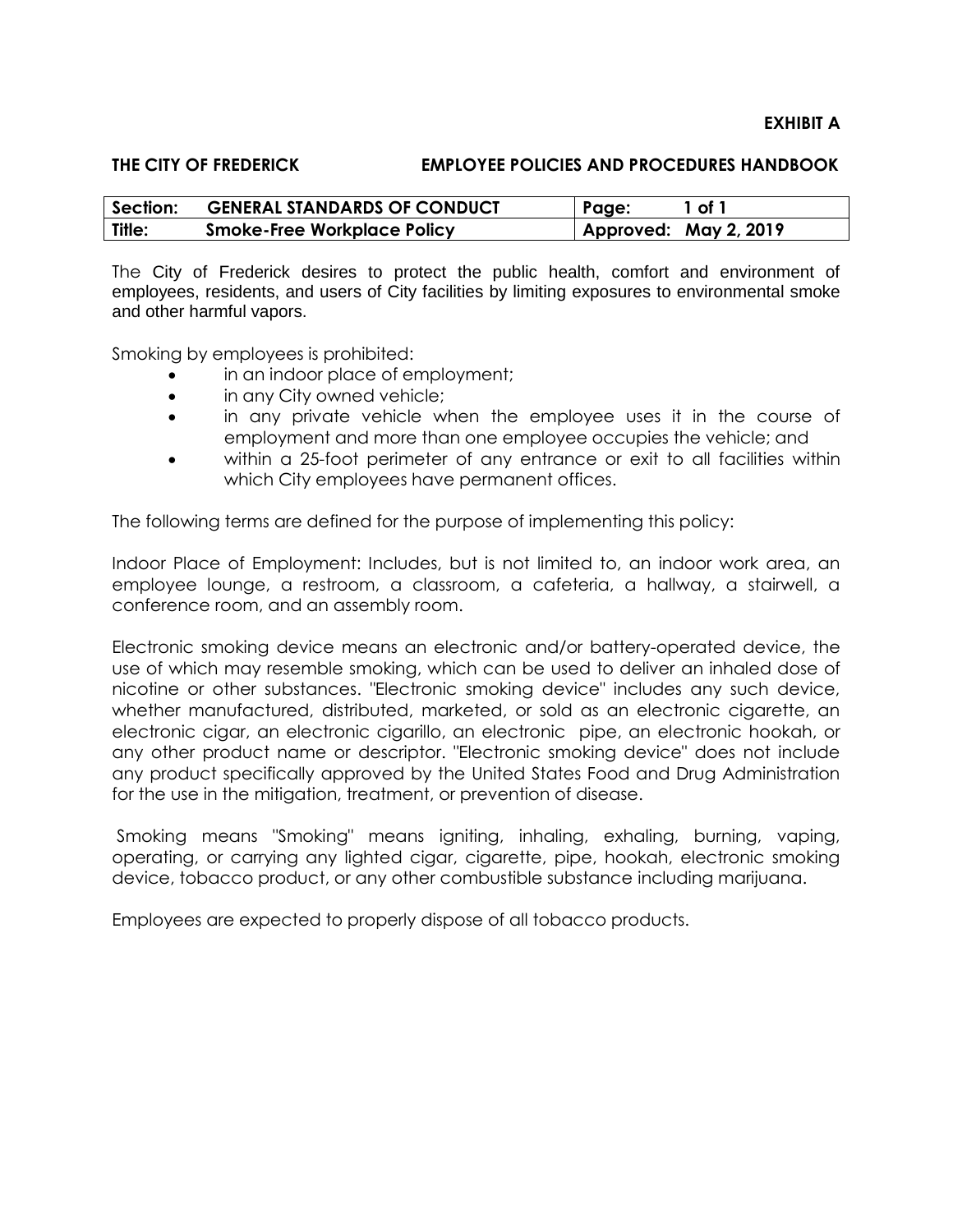**EXHIBIT A**

**THE CITY OF FREDERICK EMPLOYEE POLICIES AND PROCEDURES HANDBOOK**

| | | | |
|---|---|---|---|
| **Section:** | **GENERAL STANDARDS OF CONDUCT** | **Page:** | **1 of 1** |
| **Title:** | **Smoke-Free Workplace Policy** | **Approved:** | **May 2, 2019** |

The City of Frederick desires to protect the public health, comfort and environment of employees, residents, and users of City facilities by limiting exposures to environmental smoke and other harmful vapors.

Smoking by employees is prohibited:

- in an indoor place of employment;
- in any City owned vehicle;
- in any private vehicle when the employee uses it in the course of employment and more than one employee occupies the vehicle; and
- within a 25-foot perimeter of any entrance or exit to all facilities within which City employees have permanent offices.

The following terms are defined for the purpose of implementing this policy:

Indoor Place of Employment: Includes, but is not limited to, an indoor work area, an employee lounge, a restroom, a classroom, a cafeteria, a hallway, a stairwell, a conference room, and an assembly room.

Electronic smoking device means an electronic and/or battery-operated device, the use of which may resemble smoking, which can be used to deliver an inhaled dose of nicotine or other substances. "Electronic smoking device" includes any such device, whether manufactured, distributed, marketed, or sold as an electronic cigarette, an electronic cigar, an electronic cigarillo, an electronic pipe, an electronic hookah, or any other product name or descriptor. "Electronic smoking device" does not include any product specifically approved by the United States Food and Drug Administration for the use in the mitigation, treatment, or prevention of disease.

Smoking means "Smoking" means igniting, inhaling, exhaling, burning, vaping, operating, or carrying any lighted cigar, cigarette, pipe, hookah, electronic smoking device, tobacco product, or any other combustible substance including marijuana.

Employees are expected to properly dispose of all tobacco products.